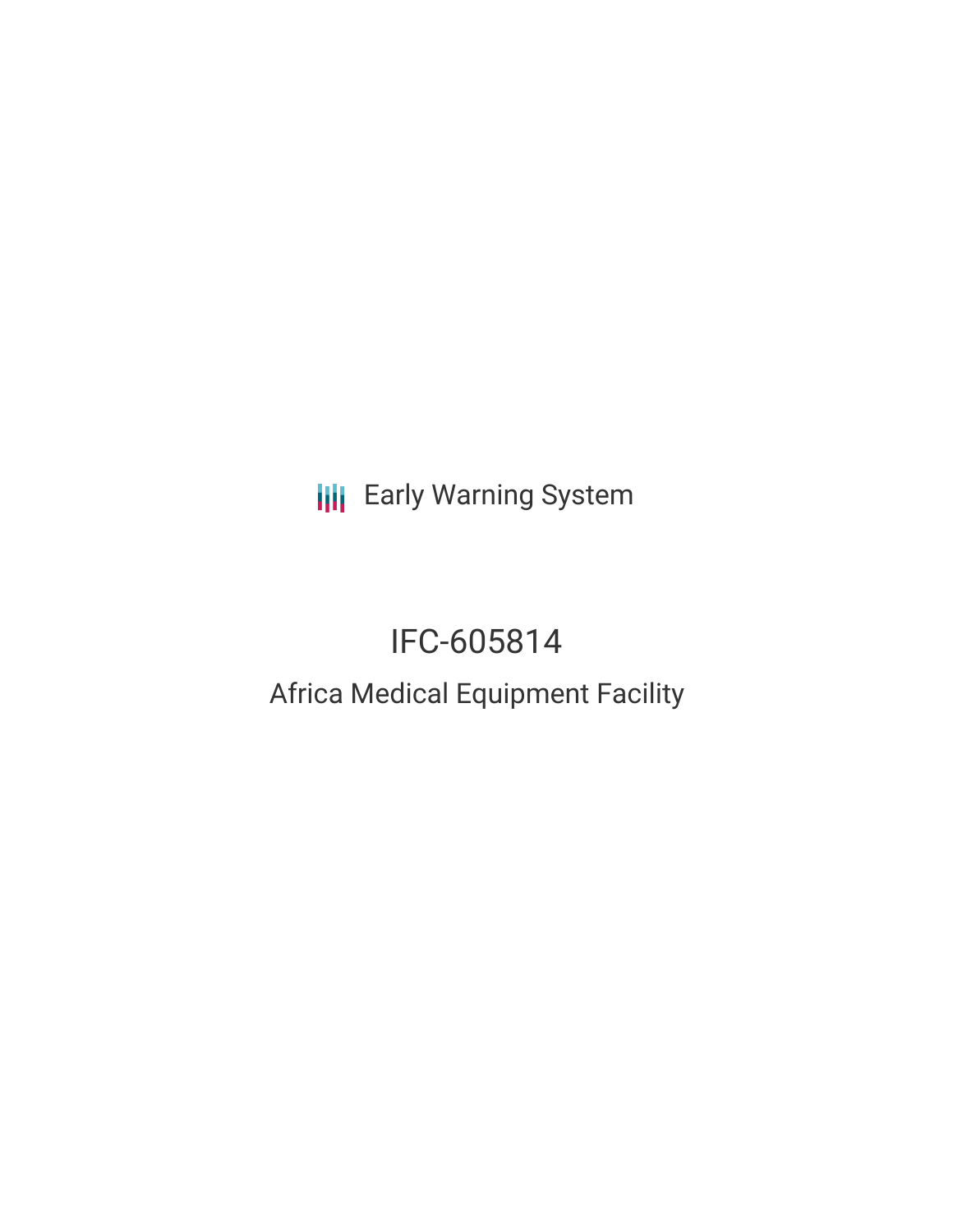Early Warning System

# IFC-605814

## Africa Medical Equipment Facility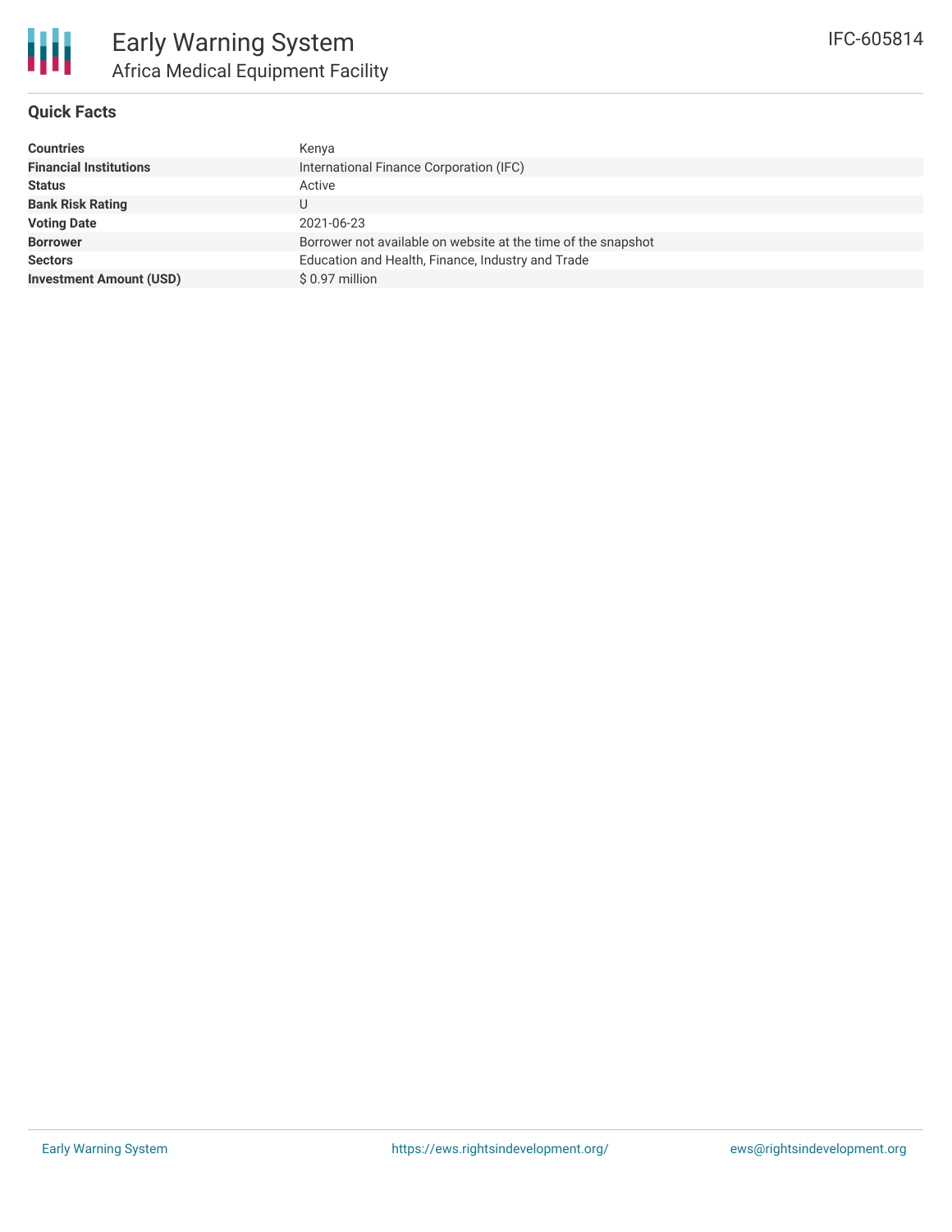# Early Warning System

## Africa Medical Equipment Facility

IFC-605814

### Quick Facts

| | |
|---|---|
| **Countries** | Kenya |
| **Financial Institutions** | International Finance Corporation (IFC) |
| **Status** | Active |
| **Bank Risk Rating** | U |
| **Voting Date** | 2021-06-23 |
| **Borrower** | Borrower not available on website at the time of the snapshot |
| **Sectors** | Education and Health, Finance, Industry and Trade |
| **Investment Amount (USD)** | $ 0.97 million |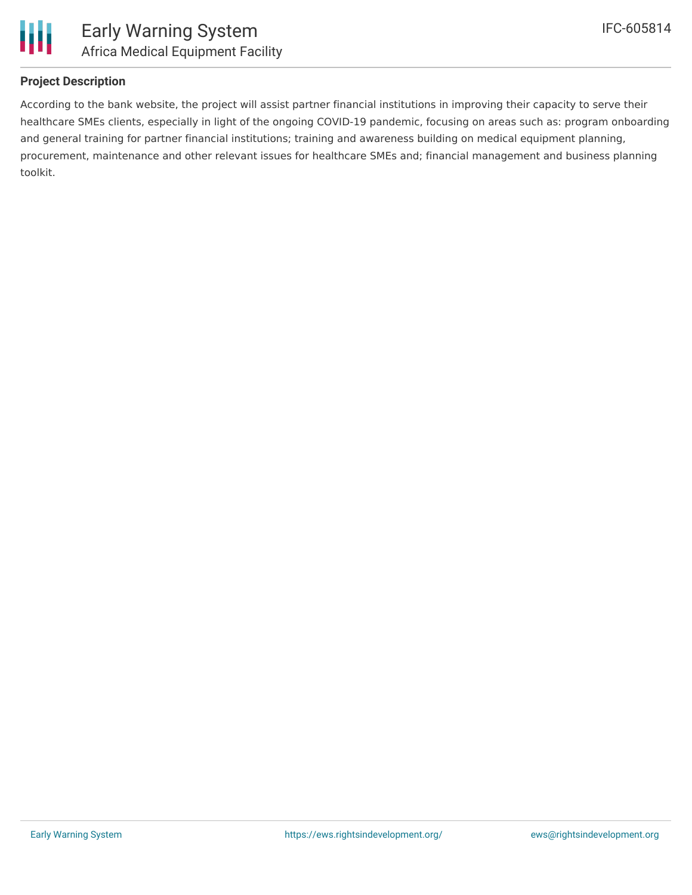### Project Description

According to the bank website, the project will assist partner financial institutions in improving their capacity to serve their healthcare SMEs clients, especially in light of the ongoing COVID-19 pandemic, focusing on areas such as: program onboarding and general training for partner financial institutions; training and awareness building on medical equipment planning, procurement, maintenance and other relevant issues for healthcare SMEs and; financial management and business planning toolkit.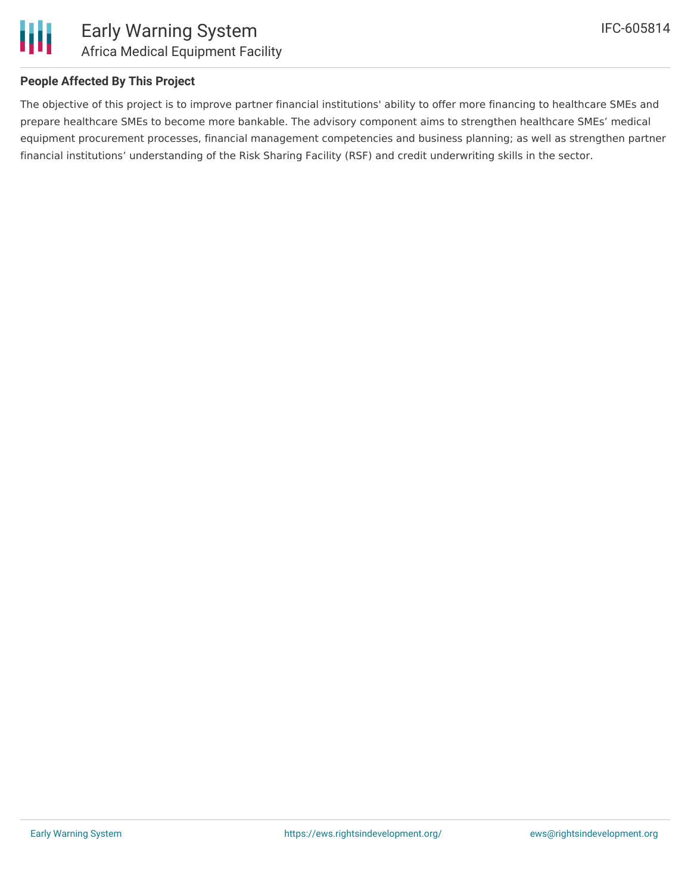## People Affected By This Project

The objective of this project is to improve partner financial institutions' ability to offer more financing to healthcare SMEs and prepare healthcare SMEs to become more bankable. The advisory component aims to strengthen healthcare SMEs' medical equipment procurement processes, financial management competencies and business planning; as well as strengthen partner financial institutions' understanding of the Risk Sharing Facility (RSF) and credit underwriting skills in the sector.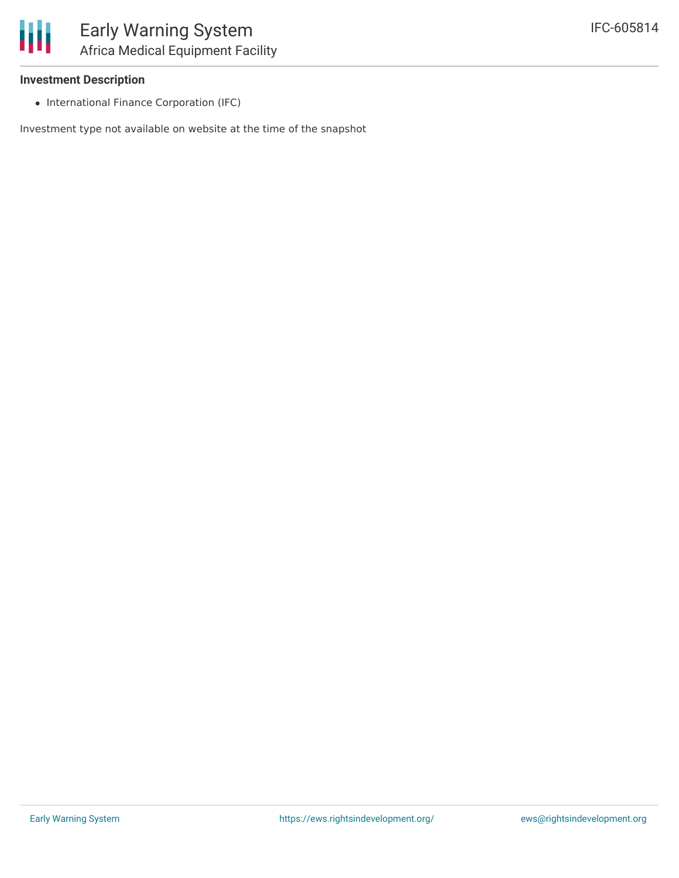### Investment Description

- International Finance Corporation (IFC)

Investment type not available on website at the time of the snapshot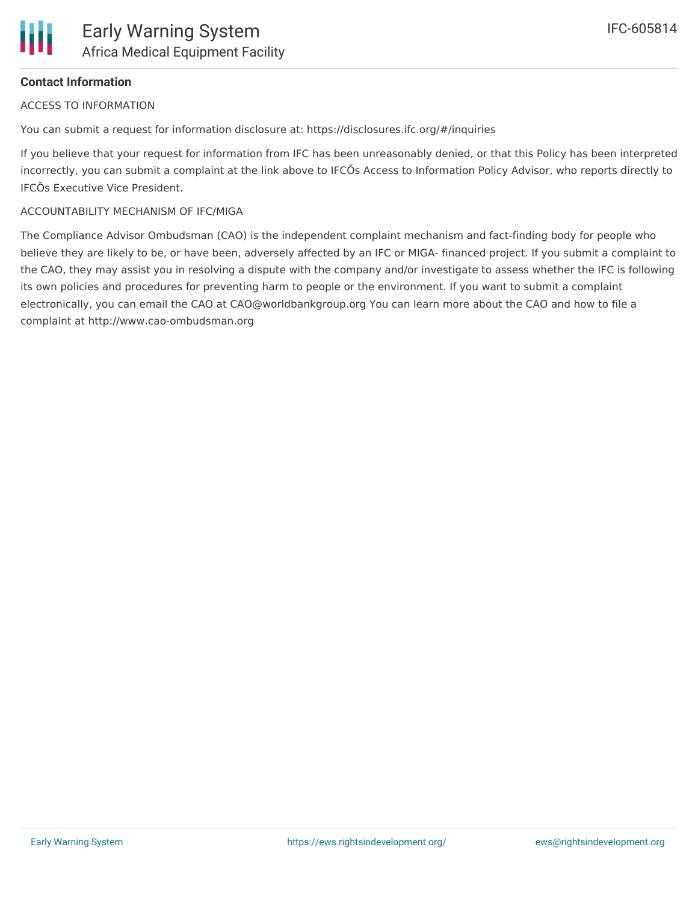## Contact Information

ACCESS TO INFORMATION

You can submit a request for information disclosure at: https://disclosures.ifc.org/#/inquiries

If you believe that your request for information from IFC has been unreasonably denied, or that this Policy has been interpreted incorrectly, you can submit a complaint at the link above to IFCÕs Access to Information Policy Advisor, who reports directly to IFCÕs Executive Vice President.

ACCOUNTABILITY MECHANISM OF IFC/MIGA

The Compliance Advisor Ombudsman (CAO) is the independent complaint mechanism and fact-finding body for people who believe they are likely to be, or have been, adversely affected by an IFC or MIGA- financed project. If you submit a complaint to the CAO, they may assist you in resolving a dispute with the company and/or investigate to assess whether the IFC is following its own policies and procedures for preventing harm to people or the environment. If you want to submit a complaint electronically, you can email the CAO at CAO@worldbankgroup.org You can learn more about the CAO and how to file a complaint at http://www.cao-ombudsman.org